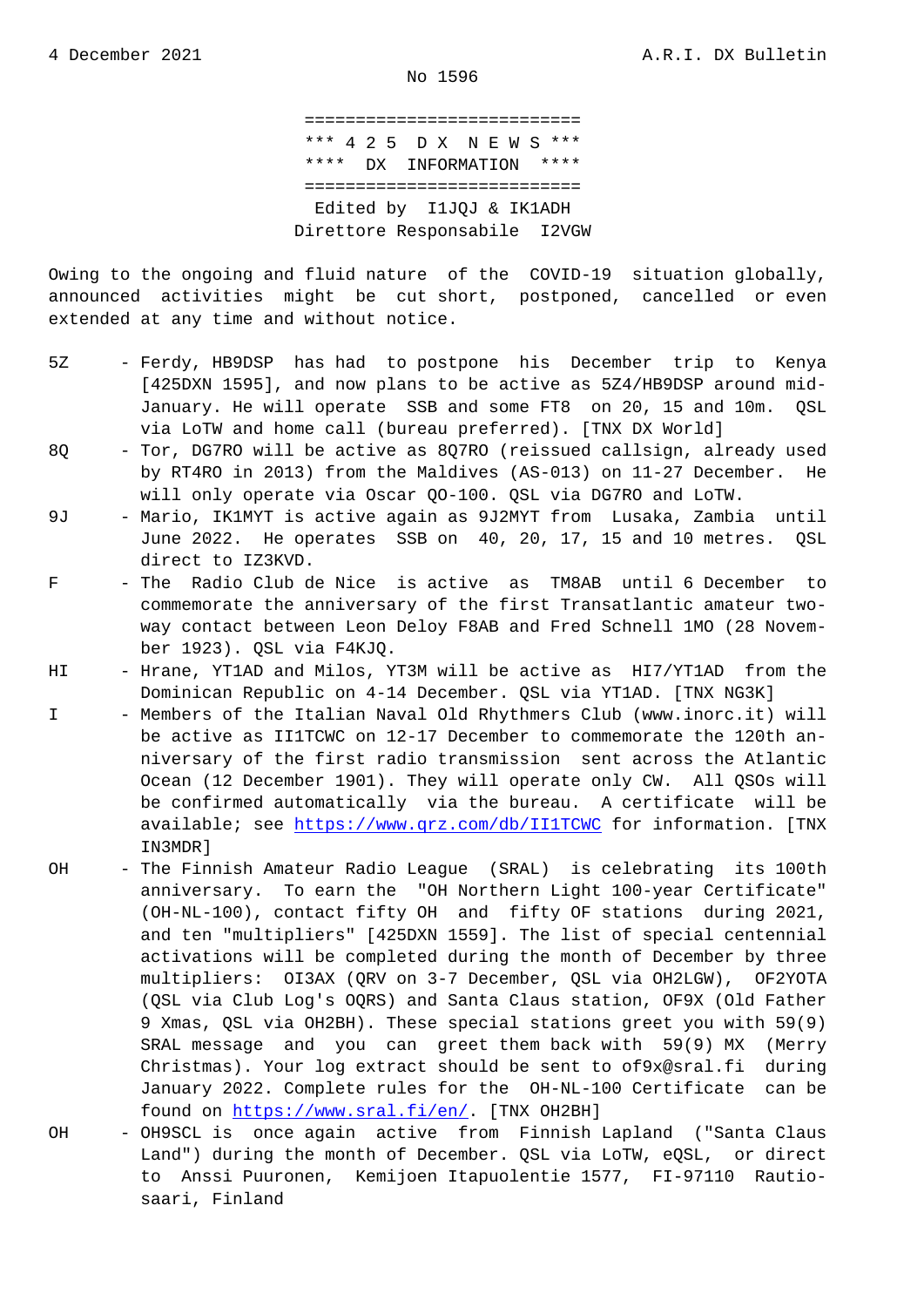4 December 2021 A.R.I. DX Bulletin

No 1596

===========================

*** 4 2 5 D X N E W S ***

**** DX INFORMATION ****

===========================

Edited by I1JQJ & IK1ADH

Direttore Responsabile I2VGW

Owing to the ongoing and fluid nature of the COVID-19 situation globally, announced activities might be cut short, postponed, cancelled or even extended at any time and without notice.

5Z - Ferdy, HB9DSP has had to postpone his December trip to Kenya [425DXN 1595], and now plans to be active as 5Z4/HB9DSP around mid-January. He will operate SSB and some FT8 on 20, 15 and 10m. QSL via LoTW and home call (bureau preferred). [TNX DX World]

8Q - Tor, DG7RO will be active as 8Q7RO (reissued callsign, already used by RT4RO in 2013) from the Maldives (AS-013) on 11-27 December. He will only operate via Oscar QO-100. QSL via DG7RO and LoTW.

9J - Mario, IK1MYT is active again as 9J2MYT from Lusaka, Zambia until June 2022. He operates SSB on 40, 20, 17, 15 and 10 metres. QSL direct to IZ3KVD.

F - The Radio Club de Nice is active as TM8AB until 6 December to commemorate the anniversary of the first Transatlantic amateur two-way contact between Leon Deloy F8AB and Fred Schnell 1MO (28 November 1923). QSL via F4KJQ.

HI - Hrane, YT1AD and Milos, YT3M will be active as HI7/YT1AD from the Dominican Republic on 4-14 December. QSL via YT1AD. [TNX NG3K]

I - Members of the Italian Naval Old Rhythmers Club (www.inorc.it) will be active as II1TCWC on 12-17 December to commemorate the 120th anniversary of the first radio transmission sent across the Atlantic Ocean (12 December 1901). They will operate only CW. All QSOs will be confirmed automatically via the bureau. A certificate will be available; see https://www.qrz.com/db/II1TCWC for information. [TNX IN3MDR]

OH - The Finnish Amateur Radio League (SRAL) is celebrating its 100th anniversary. To earn the "OH Northern Light 100-year Certificate" (OH-NL-100), contact fifty OH and fifty OF stations during 2021, and ten "multipliers" [425DXN 1559]. The list of special centennial activations will be completed during the month of December by three multipliers: OI3AX (QRV on 3-7 December, QSL via OH2LGW), OF2YOTA (QSL via Club Log's OQRS) and Santa Claus station, OF9X (Old Father 9 Xmas, QSL via OH2BH). These special stations greet you with 59(9) SRAL message and you can greet them back with 59(9) MX (Merry Christmas). Your log extract should be sent to of9x@sral.fi during January 2022. Complete rules for the OH-NL-100 Certificate can be found on https://www.sral.fi/en/. [TNX OH2BH]

OH - OH9SCL is once again active from Finnish Lapland ("Santa Claus Land") during the month of December. QSL via LoTW, eQSL, or direct to Anssi Puuronen, Kemijoen Itapuolentie 1577, FI-97110 Rautiosaari, Finland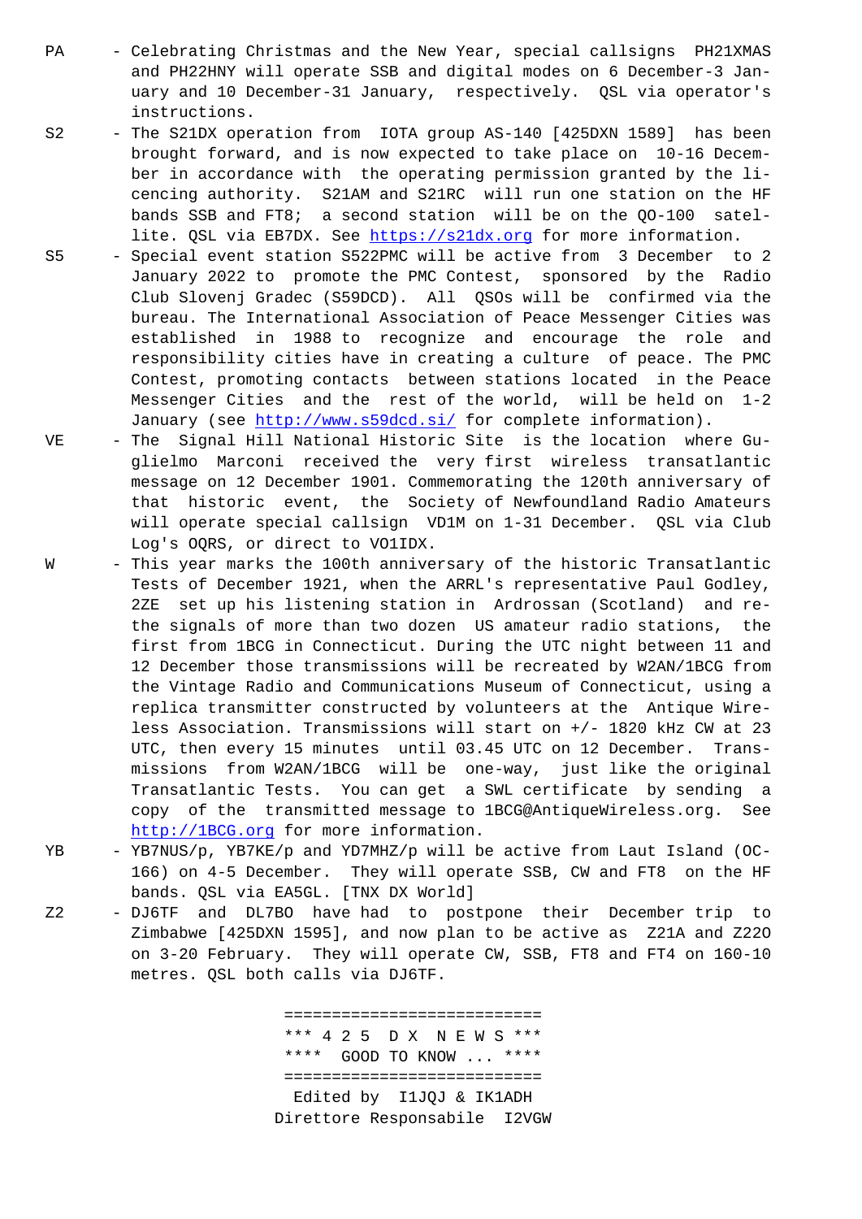PA - Celebrating Christmas and the New Year, special callsigns PH21XMAS and PH22HNY will operate SSB and digital modes on 6 December-3 January and 10 December-31 January, respectively. QSL via operator's instructions.

S2 - The S21DX operation from IOTA group AS-140 [425DXN 1589] has been brought forward, and is now expected to take place on 10-16 December in accordance with the operating permission granted by the licencing authority. S21AM and S21RC will run one station on the HF bands SSB and FT8; a second station will be on the QO-100 satellite. QSL via EB7DX. See https://s21dx.org for more information.

S5 - Special event station S522PMC will be active from 3 December to 2 January 2022 to promote the PMC Contest, sponsored by the Radio Club Slovenj Gradec (S59DCD). All QSOs will be confirmed via the bureau. The International Association of Peace Messenger Cities was established in 1988 to recognize and encourage the role and responsibility cities have in creating a culture of peace. The PMC Contest, promoting contacts between stations located in the Peace Messenger Cities and the rest of the world, will be held on 1-2 January (see http://www.s59dcd.si/ for complete information).

VE - The Signal Hill National Historic Site is the location where Guglielmo Marconi received the very first wireless transatlantic message on 12 December 1901. Commemorating the 120th anniversary of that historic event, the Society of Newfoundland Radio Amateurs will operate special callsign VD1M on 1-31 December. QSL via Club Log's OQRS, or direct to VO1IDX.

W - This year marks the 100th anniversary of the historic Transatlantic Tests of December 1921, when the ARRL's representative Paul Godley, 2ZE set up his listening station in Ardrossan (Scotland) and re- the signals of more than two dozen US amateur radio stations, the first from 1BCG in Connecticut. During the UTC night between 11 and 12 December those transmissions will be recreated by W2AN/1BCG from the Vintage Radio and Communications Museum of Connecticut, using a replica transmitter constructed by volunteers at the Antique Wireless Association. Transmissions will start on +/- 1820 kHz CW at 23 UTC, then every 15 minutes until 03.45 UTC on 12 December. Transmissions from W2AN/1BCG will be one-way, just like the original Transatlantic Tests. You can get a SWL certificate by sending a copy of the transmitted message to 1BCG@AntiqueWireless.org. See http://1BCG.org for more information.

YB - YB7NUS/p, YB7KE/p and YD7MHZ/p will be active from Laut Island (OC-166) on 4-5 December. They will operate SSB, CW and FT8 on the HF bands. QSL via EA5GL. [TNX DX World]

Z2 - DJ6TF and DL7BO have had to postpone their December trip to Zimbabwe [425DXN 1595], and now plan to be active as Z21A and Z22O on 3-20 February. They will operate CW, SSB, FT8 and FT4 on 160-10 metres. QSL both calls via DJ6TF.

===========================
*** 4 2 5 D X N E W S ***
**** GOOD TO KNOW ... ****
===========================
Edited by I1JQJ & IK1ADH
Direttore Responsabile I2VGW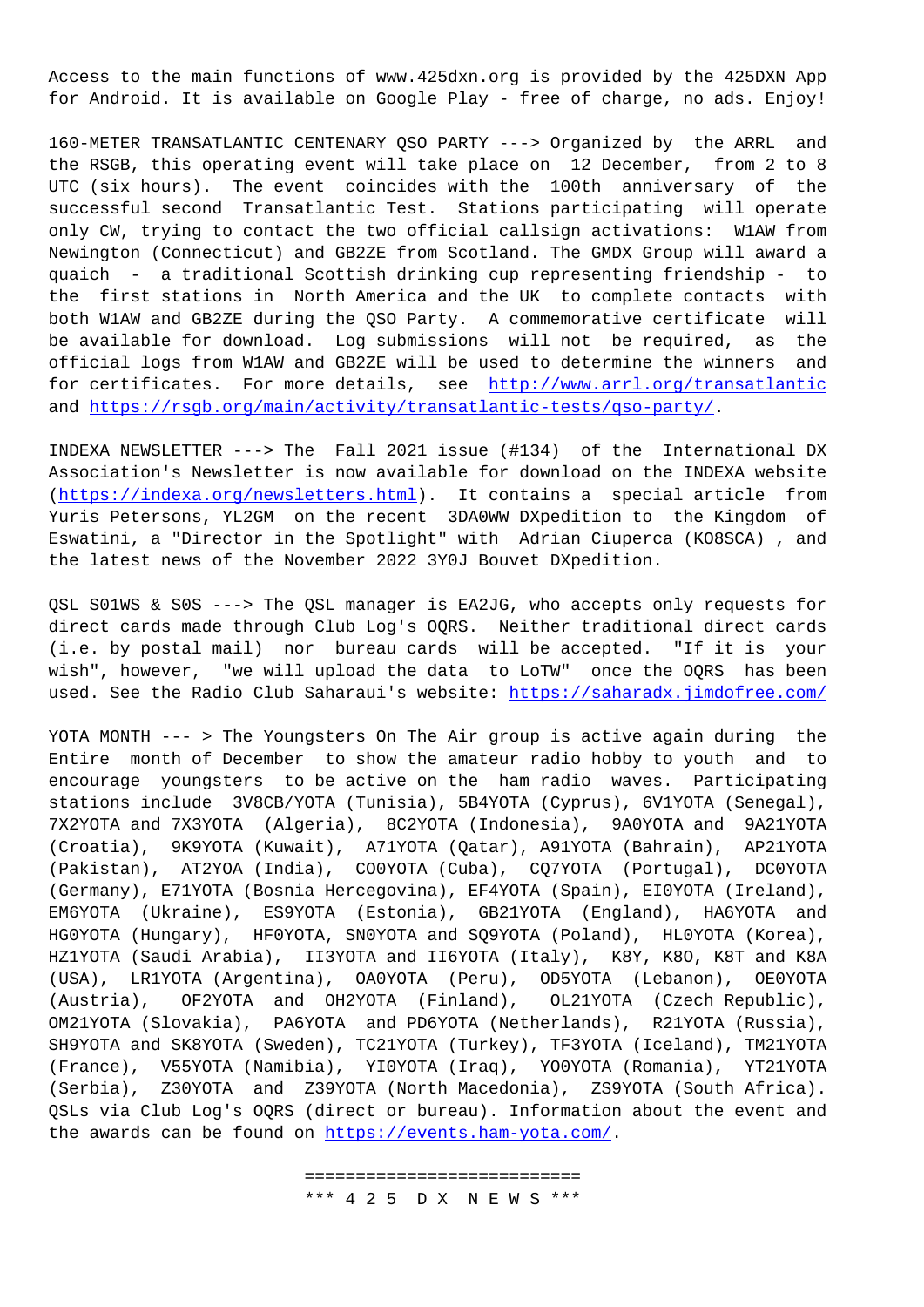Access to the main functions of www.425dxn.org is provided by the 425DXN App for Android. It is available on Google Play - free of charge, no ads. Enjoy!

160-METER TRANSATLANTIC CENTENARY QSO PARTY ---> Organized by the ARRL and the RSGB, this operating event will take place on 12 December, from 2 to 8 UTC (six hours). The event coincides with the 100th anniversary of the successful second Transatlantic Test. Stations participating will operate only CW, trying to contact the two official callsign activations: W1AW from Newington (Connecticut) and GB2ZE from Scotland. The GMDX Group will award a quaich - a traditional Scottish drinking cup representing friendship - to the first stations in North America and the UK to complete contacts with both W1AW and GB2ZE during the QSO Party. A commemorative certificate will be available for download. Log submissions will not be required, as the official logs from W1AW and GB2ZE will be used to determine the winners and for certificates. For more details, see http://www.arrl.org/transatlantic and https://rsgb.org/main/activity/transatlantic-tests/qso-party/.

INDEXA NEWSLETTER ---> The Fall 2021 issue (#134) of the International DX Association's Newsletter is now available for download on the INDEXA website (https://indexa.org/newsletters.html). It contains a special article from Yuris Petersons, YL2GM on the recent 3DA0WW DXpedition to the Kingdom of Eswatini, a "Director in the Spotlight" with Adrian Ciuperca (KO8SCA) , and the latest news of the November 2022 3Y0J Bouvet DXpedition.

QSL S01WS & S0S ---> The QSL manager is EA2JG, who accepts only requests for direct cards made through Club Log's OQRS. Neither traditional direct cards (i.e. by postal mail) nor bureau cards will be accepted. "If it is your wish", however, "we will upload the data to LoTW" once the OQRS has been used. See the Radio Club Saharaui's website: https://saharadx.jimdofree.com/

YOTA MONTH --- > The Youngsters On The Air group is active again during the Entire month of December to show the amateur radio hobby to youth and to encourage youngsters to be active on the ham radio waves. Participating stations include 3V8CB/YOTA (Tunisia), 5B4YOTA (Cyprus), 6V1YOTA (Senegal), 7X2YOTA and 7X3YOTA (Algeria), 8C2YOTA (Indonesia), 9A0YOTA and 9A21YOTA (Croatia), 9K9YOTA (Kuwait), A71YOTA (Qatar), A91YOTA (Bahrain), AP21YOTA (Pakistan), AT2YOA (India), CO0YOTA (Cuba), CQ7YOTA (Portugal), DC0YOTA (Germany), E71YOTA (Bosnia Hercegovina), EF4YOTA (Spain), EI0YOTA (Ireland), EM6YOTA (Ukraine), ES9YOTA (Estonia), GB21YOTA (England), HA6YOTA and HG0YOTA (Hungary), HF0YOTA, SN0YOTA and SQ9YOTA (Poland), HL0YOTA (Korea), HZ1YOTA (Saudi Arabia), II3YOTA and II6YOTA (Italy), K8Y, K8O, K8T and K8A (USA), LR1YOTA (Argentina), OA0YOTA (Peru), OD5YOTA (Lebanon), OE0YOTA (Austria), OF2YOTA and OH2YOTA (Finland), OL21YOTA (Czech Republic), OM21YOTA (Slovakia), PA6YOTA and PD6YOTA (Netherlands), R21YOTA (Russia), SH9YOTA and SK8YOTA (Sweden), TC21YOTA (Turkey), TF3YOTA (Iceland), TM21YOTA (France), V55YOTA (Namibia), YI0YOTA (Iraq), YO0YOTA (Romania), YT21YOTA (Serbia), Z30YOTA and Z39YOTA (North Macedonia), ZS9YOTA (South Africa). QSLs via Club Log's OQRS (direct or bureau). Information about the event and the awards can be found on https://events.ham-yota.com/.

===========================

\*\*\* 4 2 5 D X N E W S \*\*\*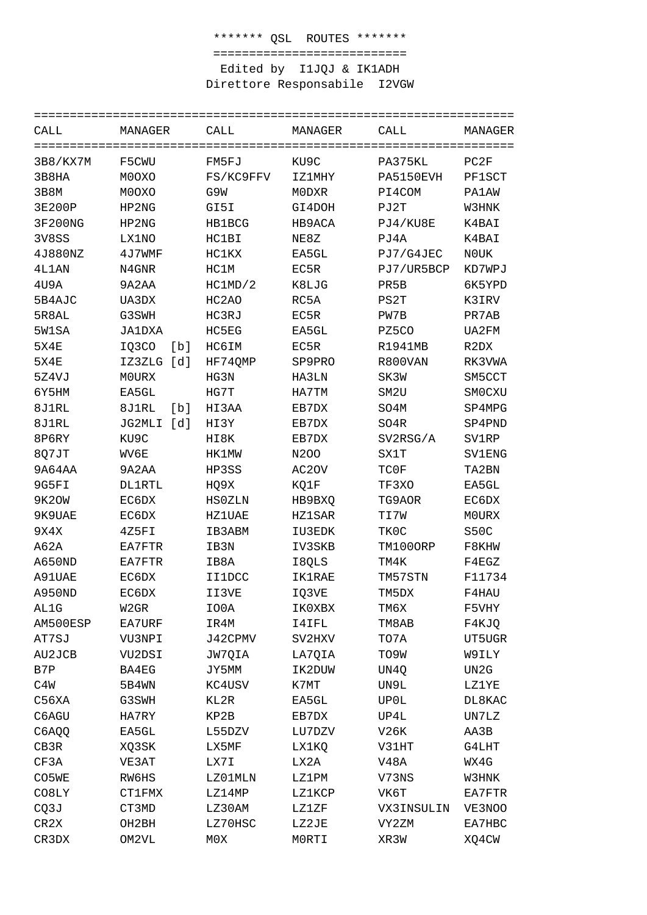******* QSL ROUTES *******

Edited by I1JQJ & IK1ADH
Direttore Responsabile I2VGW

| CALL | MANAGER | CALL | MANAGER | CALL | MANAGER |
|---|---|---|---|---|---|
| 3B8/KX7M | F5CWU | FM5FJ | KU9C | PA375KL | PC2F |
| 3B8HA | M0OXO | FS/KC9FFV | IZ1MHY | PA5150EVH | PF1SCT |
| 3B8M | M0OXO | G9W | M0DXR | PI4COM | PA1AW |
| 3E200P | HP2NG | GI5I | GI4DOH | PJ2T | W3HNK |
| 3F200NG | HP2NG | HB1BCG | HB9ACA | PJ4/KU8E | K4BAI |
| 3V8SS | LX1NO | HC1BI | NE8Z | PJ4A | K4BAI |
| 4J880NZ | 4J7WMF | HC1KX | EA5GL | PJ7/G4JEC | N0UK |
| 4L1AN | N4GNR | HC1M | EC5R | PJ7/UR5BCP | KD7WPJ |
| 4U9A | 9A2AA | HC1MD/2 | K8LJG | PR5B | 6K5YPD |
| 5B4AJC | UA3DX | HC2AO | RC5A | PS2T | K3IRV |
| 5R8AL | G3SWH | HC3RJ | EC5R | PW7B | PR7AB |
| 5W1SA | JA1DXA | HC5EG | EA5GL | PZ5CO | UA2FM |
| 5X4E | IQ3CO [b] | HC6IM | EC5R | R1941MB | R2DX |
| 5X4E | IZ3ZLG [d] | HF74QMP | SP9PRO | R800VAN | RK3VWA |
| 5Z4VJ | M0URX | HG3N | HA3LN | SK3W | SM5CCT |
| 6Y5HM | EA5GL | HG7T | HA7TM | SM2U | SM0CXU |
| 8J1RL | 8J1RL [b] | HI3AA | EB7DX | SO4M | SP4MPG |
| 8J1RL | JG2MLI [d] | HI3Y | EB7DX | SO4R | SP4PND |
| 8P6RY | KU9C | HI8K | EB7DX | SV2RSG/A | SV1RP |
| 8Q7JT | WV6E | HK1MW | N2OO | SX1T | SV1ENG |
| 9A64AA | 9A2AA | HP3SS | AC2OV | TC0F | TA2BN |
| 9G5FI | DL1RTL | HQ9X | KQ1F | TF3XO | EA5GL |
| 9K2OW | EC6DX | HS0ZLN | HB9BXQ | TG9AOR | EC6DX |
| 9K9UAE | EC6DX | HZ1UAE | HZ1SAR | TI7W | M0URX |
| 9X4X | 4Z5FI | IB3ABM | IU3EDK | TK0C | S50C |
| A62A | EA7FTR | IB3N | IV3SKB | TM100ORP | F8KHW |
| A650ND | EA7FTR | IB8A | I8QLS | TM4K | F4EGZ |
| A91UAE | EC6DX | II1DCC | IK1RAE | TM57STN | F11734 |
| A950ND | EC6DX | II3VE | IQ3VE | TM5DX | F4HAU |
| AL1G | W2GR | IO0A | IK0XBX | TM6X | F5VHY |
| AM500ESP | EA7URF | IR4M | I4IFL | TM8AB | F4KJQ |
| AT7SJ | VU3NPI | J42CPMV | SV2HXV | TO7A | UT5UGR |
| AU2JCB | VU2DSI | JW7QIA | LA7QIA | TO9W | W9ILY |
| B7P | BA4EG | JY5MM | IK2DUW | UN4Q | UN2G |
| C4W | 5B4WN | KC4USV | K7MT | UN9L | LZ1YE |
| C56XA | G3SWH | KL2R | EA5GL | UP0L | DL8KAC |
| C6AGU | HA7RY | KP2B | EB7DX | UP4L | UN7LZ |
| C6AQQ | EA5GL | L55DZV | LU7DZV | V26K | AA3B |
| CB3R | XQ3SK | LX5MF | LX1KQ | V31HT | G4LHT |
| CF3A | VE3AT | LX7I | LX2A | V48A | WX4G |
| CO5WE | RW6HS | LZ01MLN | LZ1PM | V73NS | W3HNK |
| CO8LY | CT1FMX | LZ14MP | LZ1KCP | VK6T | EA7FTR |
| CQ3J | CT3MD | LZ30AM | LZ1ZF | VX3INSULIN | VE3NOO |
| CR2X | OH2BH | LZ70HSC | LZ2JE | VY2ZM | EA7HBC |
| CR3DX | OM2VL | M0X | M0RTI | XR3W | XQ4CW |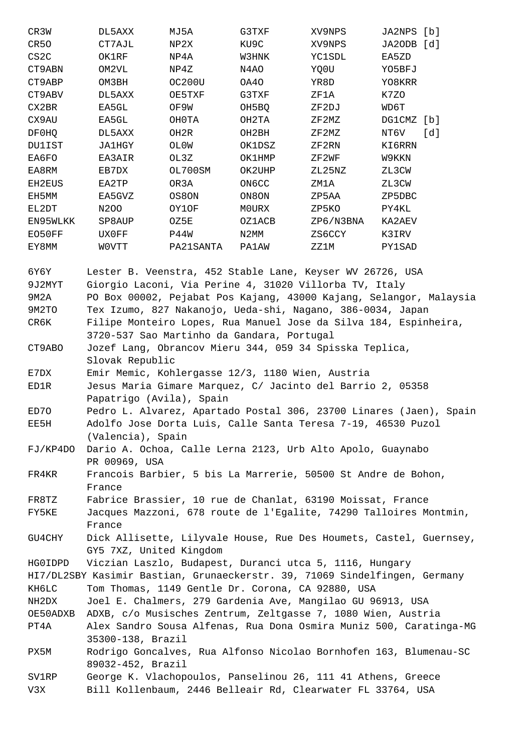| | | | | | |
|---|---|---|---|---|---|
| CR3W | DL5AXX | MJ5A | G3TXF | XV9NPS | JA2NPS [b] |
| CR5O | CT7AJL | NP2X | KU9C | XV9NPS | JA2ODB [d] |
| CS2C | OK1RF | NP4A | W3HNK | YC1SDL | EA5ZD |
| CT9ABN | OM2VL | NP4Z | N4AO | YQ0U | YO5BFJ |
| CT9ABP | OM3BH | OC200U | OA4O | YR8D | YO8KRR |
| CT9ABV | DL5AXX | OE5TXF | G3TXF | ZF1A | K7ZO |
| CX2BR | EA5GL | OF9W | OH5BQ | ZF2DJ | WD6T |
| CX9AU | EA5GL | OH0TA | OH2TA | ZF2MZ | DG1CMZ [b] |
| DF0HQ | DL5AXX | OH2R | OH2BH | ZF2MZ | NT6V [d] |
| DU1IST | JA1HGY | OL0W | OK1DSZ | ZF2RN | KI6RRN |
| EA6FO | EA3AIR | OL3Z | OK1HMP | ZF2WF | W9KKN |
| EA8RM | EB7DX | OL700SM | OK2UHP | ZL25NZ | ZL3CW |
| EH2EUS | EA2TP | OR3A | ON6CC | ZM1A | ZL3CW |
| EH5MM | EA5GVZ | OS8ON | ON8ON | ZP5AA | ZP5DBC |
| EL2DT | N2OO | OY1OF | M0URX | ZP5KO | PY4KL |
| EN95WLKK | SP8AUP | OZ5E | OZ1ACB | ZP6/N3BNA | KA2AEV |
| EO50FF | UX0FF | P44W | N2MM | ZS6CCY | K3IRV |
| EY8MM | W0VTT | PA21SANTA | PA1AW | ZZ1M | PY1SAD |

| | |
|---|---|
| 6Y6Y | Lester B. Veenstra, 452 Stable Lane, Keyser WV 26726, USA |
| 9J2MYT | Giorgio Laconi, Via Perine 4, 31020 Villorba TV, Italy |
| 9M2A | PO Box 00002, Pejabat Pos Kajang, 43000 Kajang, Selangor, Malaysia |
| 9M2TO | Tex Izumo, 827 Nakanojo, Ueda-shi, Nagano, 386-0034, Japan |
| CR6K | Filipe Monteiro Lopes, Rua Manuel Jose da Silva 184, Espinheira, 3720-537 Sao Martinho da Gandara, Portugal |
| CT9ABO | Jozef Lang, Obrancov Mieru 344, 059 34 Spisska Teplica, Slovak Republic |
| E7DX | Emir Memic, Kohlergasse 12/3, 1180 Wien, Austria |
| ED1R | Jesus Maria Gimare Marquez, C/ Jacinto del Barrio 2, 05358 Papatrigo (Avila), Spain |
| ED7O | Pedro L. Alvarez, Apartado Postal 306, 23700 Linares (Jaen), Spain |
| EE5H | Adolfo Jose Dorta Luis, Calle Santa Teresa 7-19, 46530 Puzol (Valencia), Spain |
| FJ/KP4DO | Dario A. Ochoa, Calle Lerna 2123, Urb Alto Apolo, Guaynabo PR 00969, USA |
| FR4KR | Francois Barbier, 5 bis La Marrerie, 50500 St Andre de Bohon, France |
| FR8TZ | Fabrice Brassier, 10 rue de Chanlat, 63190 Moissat, France |
| FY5KE | Jacques Mazzoni, 678 route de l'Egalite, 74290 Talloires Montmin, France |
| GU4CHY | Dick Allisette, Lilyvale House, Rue Des Houmets, Castel, Guernsey, GY5 7XZ, United Kingdom |
| HG0IDPD | Viczian Laszlo, Budapest, Duranci utca 5, 1116, Hungary |
| HI7/DL2SBY | Kasimir Bastian, Grunaeckerstr. 39, 71069 Sindelfingen, Germany |
| KH6LC | Tom Thomas, 1149 Gentle Dr. Corona, CA 92880, USA |
| NH2DX | Joel E. Chalmers, 279 Gardenia Ave, Mangilao GU 96913, USA |
| OE50ADXB | ADXB, c/o Musisches Zentrum, Zeltgasse 7, 1080 Wien, Austria |
| PT4A | Alex Sandro Sousa Alfenas, Rua Dona Osmira Muniz 500, Caratinga-MG 35300-138, Brazil |
| PX5M | Rodrigo Goncalves, Rua Alfonso Nicolao Bornhofen 163, Blumenau-SC 89032-452, Brazil |
| SV1RP | George K. Vlachopoulos, Panselinou 26, 111 41 Athens, Greece |
| V3X | Bill Kollenbaum, 2446 Belleair Rd, Clearwater FL 33764, USA |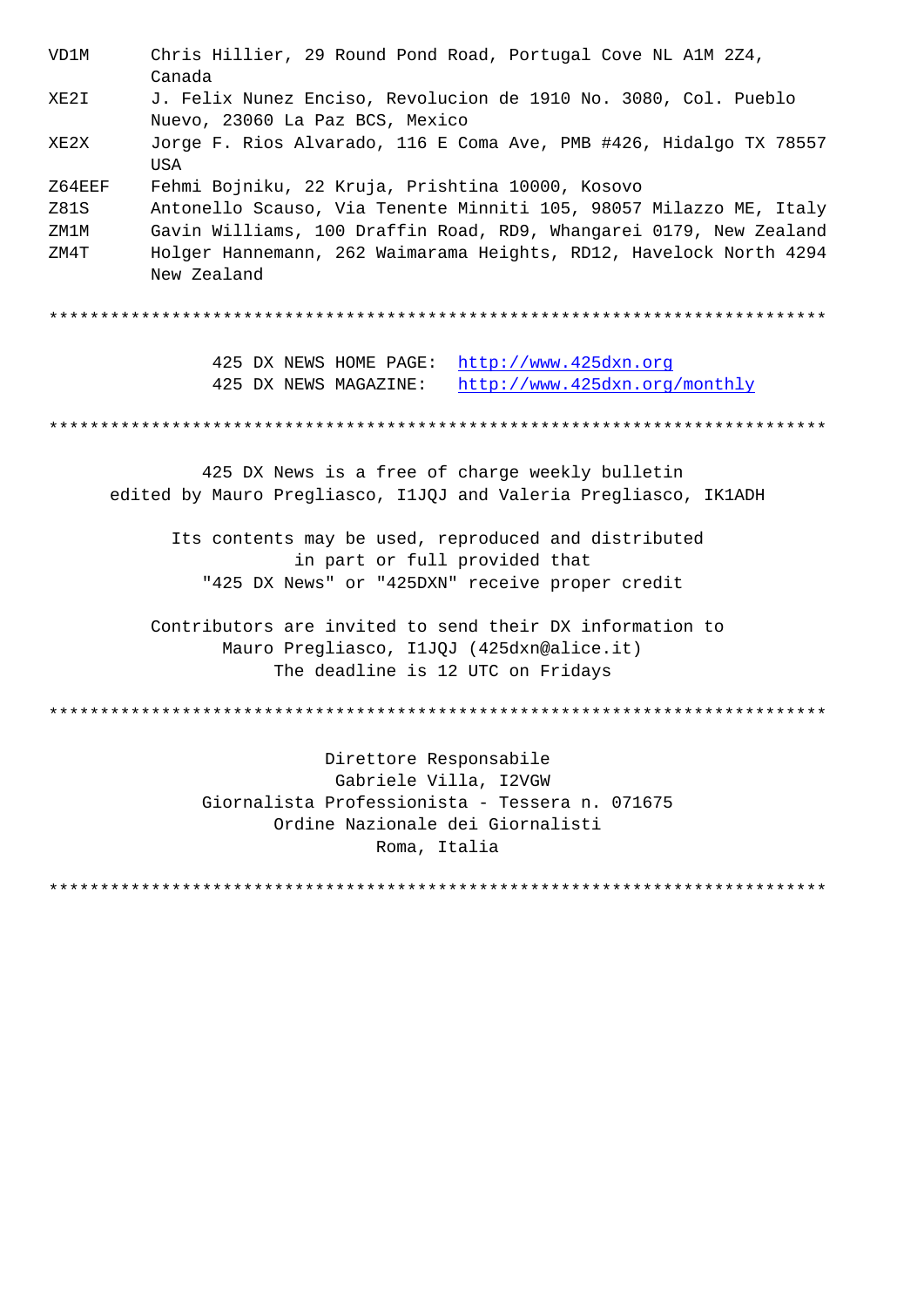| | |
|---|---|
| VD1M | Chris Hillier, 29 Round Pond Road, Portugal Cove NL A1M 2Z4, Canada |
| XE2I | J. Felix Nunez Enciso, Revolucion de 1910 No. 3080, Col. Pueblo Nuevo, 23060 La Paz BCS, Mexico |
| XE2X | Jorge F. Rios Alvarado, 116 E Coma Ave, PMB #426, Hidalgo TX 78557 USA |
| Z64EEF | Fehmi Bojniku, 22 Kruja, Prishtina 10000, Kosovo |
| Z81S | Antonello Scauso, Via Tenente Minniti 105, 98057 Milazzo ME, Italy |
| ZM1M | Gavin Williams, 100 Draffin Road, RD9, Whangarei 0179, New Zealand |
| ZM4T | Holger Hannemann, 262 Waimarama Heights, RD12, Havelock North 4294 New Zealand |

******************************************************************************

425 DX NEWS HOME PAGE: http://www.425dxn.org
425 DX NEWS MAGAZINE: http://www.425dxn.org/monthly

******************************************************************************

425 DX News is a free of charge weekly bulletin
edited by Mauro Pregliasco, I1JQJ and Valeria Pregliasco, IK1ADH

Its contents may be used, reproduced and distributed
in part or full provided that
"425 DX News" or "425DXN" receive proper credit

Contributors are invited to send their DX information to
Mauro Pregliasco, I1JQJ (425dxn@alice.it)
The deadline is 12 UTC on Fridays

******************************************************************************

Direttore Responsabile
Gabriele Villa, I2VGW
Giornalista Professionista - Tessera n. 071675
Ordine Nazionale dei Giornalisti
Roma, Italia

******************************************************************************